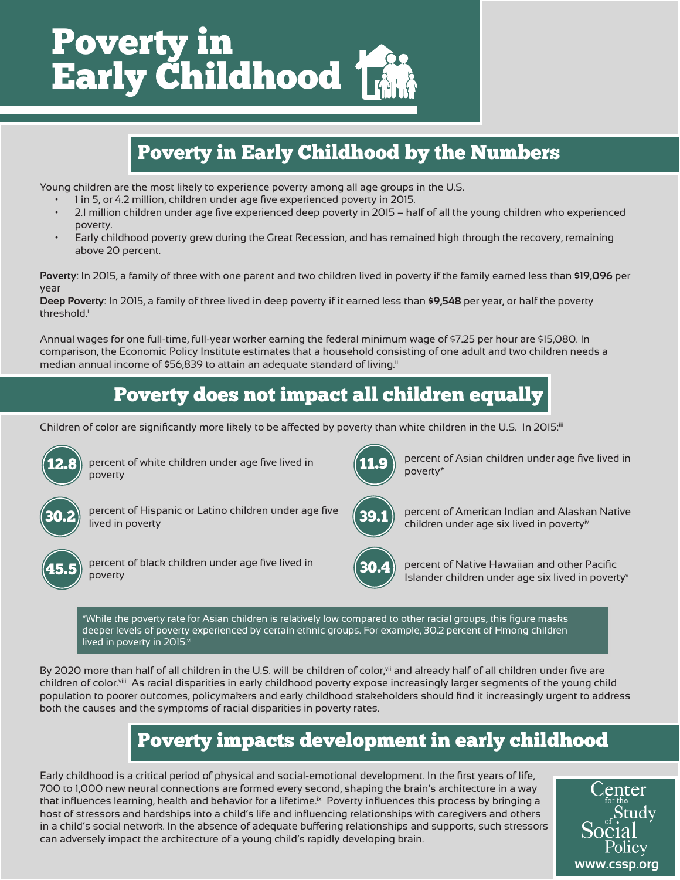# Poverty in Early Childhood

## Poverty in Early Childhood by the Numbers

Young children are the most likely to experience poverty among all age groups in the U.S.

- 1 in 5, or 4.2 million, children under age five experienced poverty in 2015.
- 2.1 million children under age five experienced deep poverty in 2015 – half of all the young children who experienced poverty.
- Early childhood poverty grew during the Great Recession, and has remained high through the recovery, remaining above 20 percent.

**Poverty**: In 2015, a family of three with one parent and two children lived in poverty if the family earned less than **$19,096** per year

**Deep Poverty**: In 2015, a family of three lived in deep poverty if it earned less than **$9,548** per year, or half the poverty threshold.[i]

Annual wages for one full-time, full-year worker earning the federal minimum wage of $7.25 per hour are $15,080. In comparison, the Economic Policy Institute estimates that a household consisting of one adult and two children needs a median annual income of $56,839 to attain an adequate standard of living.[ii]

## Poverty does not impact all children equally

Children of color are significantly more likely to be affected by poverty than white children in the U.S. In 2015:[iii]

**12.8** percent of white children under age five lived in poverty

**30.2** percent of Hispanic or Latino children under age five lived in poverty

**45.5** percent of black children under age five lived in poverty

**11.9** percent of Asian children under age five lived in poverty*

**39.1** percent of American Indian and Alaskan Native children under age six lived in poverty[iv]

**30.4** percent of Native Hawaiian and other Pacific Islander children under age six lived in poverty[v]

*While the poverty rate for Asian children is relatively low compared to other racial groups, this figure masks deeper levels of poverty experienced by certain ethnic groups. For example, 30.2 percent of Hmong children lived in poverty in 2015.[vi]

By 2020 more than half of all children in the U.S. will be children of color,[vii] and already half of all children under five are children of color.[viii] As racial disparities in early childhood poverty expose increasingly larger segments of the young child population to poorer outcomes, policymakers and early childhood stakeholders should find it increasingly urgent to address both the causes and the symptoms of racial disparities in poverty rates.

## Poverty impacts development in early childhood

Early childhood is a critical period of physical and social-emotional development. In the first years of life, 700 to 1,000 new neural connections are formed every second, shaping the brain's architecture in a way that influences learning, health and behavior for a lifetime.[ix] Poverty influences this process by bringing a host of stressors and hardships into a child's life and influencing relationships with caregivers and others in a child's social network. In the absence of adequate buffering relationships and supports, such stressors can adversely impact the architecture of a young child's rapidly developing brain.

Center for the Study of Social Policy
www.cssp.org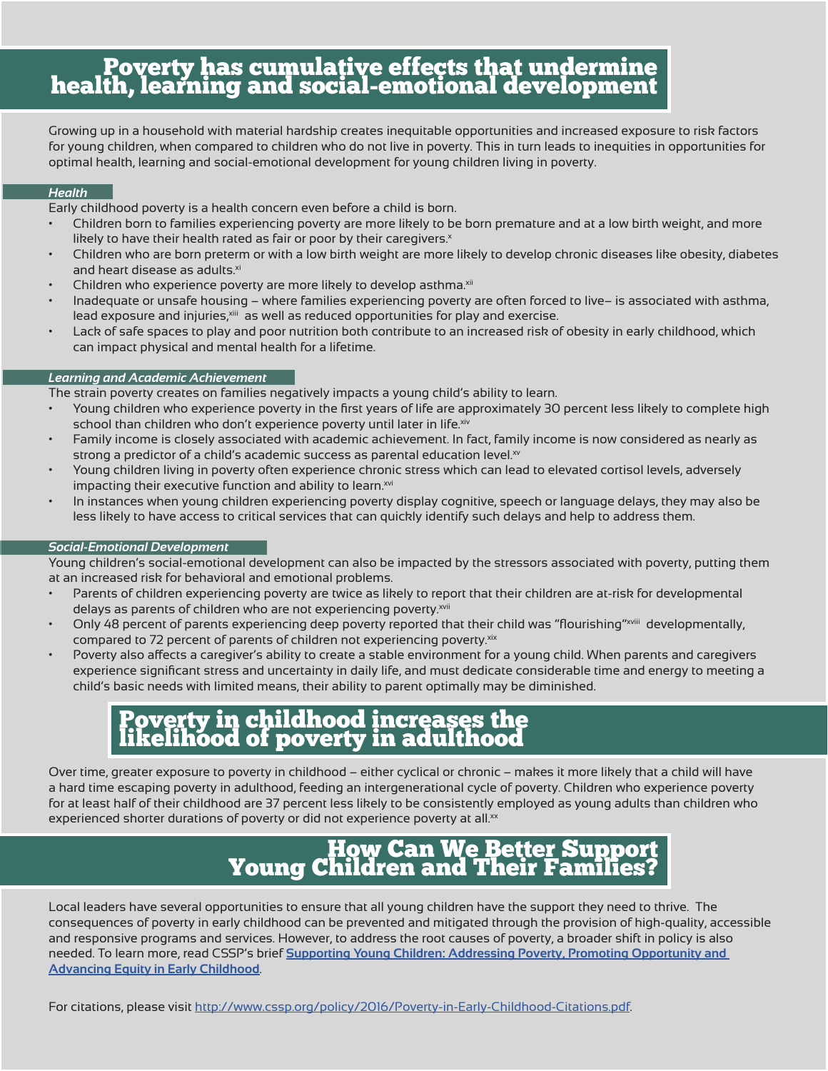## Poverty has cumulative effects that undermine health, learning and social-emotional development

Growing up in a household with material hardship creates inequitable opportunities and increased exposure to risk factors for young children, when compared to children who do not live in poverty. This in turn leads to inequities in opportunities for optimal health, learning and social-emotional development for young children living in poverty.

### *Health*

Early childhood poverty is a health concern even before a child is born.

- Children born to families experiencing poverty are more likely to be born premature and at a low birth weight, and more likely to have their health rated as fair or poor by their caregivers.[x]
- Children who are born preterm or with a low birth weight are more likely to develop chronic diseases like obesity, diabetes and heart disease as adults.[xi]
- Children who experience poverty are more likely to develop asthma.[xii]
- Inadequate or unsafe housing – where families experiencing poverty are often forced to live– is associated with asthma, lead exposure and injuries,[xiii] as well as reduced opportunities for play and exercise.
- Lack of safe spaces to play and poor nutrition both contribute to an increased risk of obesity in early childhood, which can impact physical and mental health for a lifetime.

### *Learning and Academic Achievement*

The strain poverty creates on families negatively impacts a young child's ability to learn.

- Young children who experience poverty in the first years of life are approximately 30 percent less likely to complete high school than children who don't experience poverty until later in life.[xiv]
- Family income is closely associated with academic achievement. In fact, family income is now considered as nearly as strong a predictor of a child's academic success as parental education level.[xv]
- Young children living in poverty often experience chronic stress which can lead to elevated cortisol levels, adversely impacting their executive function and ability to learn.[xvi]
- In instances when young children experiencing poverty display cognitive, speech or language delays, they may also be less likely to have access to critical services that can quickly identify such delays and help to address them.

### *Social-Emotional Development*

Young children's social-emotional development can also be impacted by the stressors associated with poverty, putting them at an increased risk for behavioral and emotional problems.

- Parents of children experiencing poverty are twice as likely to report that their children are at-risk for developmental delays as parents of children who are not experiencing poverty.[xvii]
- Only 48 percent of parents experiencing deep poverty reported that their child was "flourishing"[xviii] developmentally, compared to 72 percent of parents of children not experiencing poverty.[xix]
- Poverty also affects a caregiver's ability to create a stable environment for a young child. When parents and caregivers experience significant stress and uncertainty in daily life, and must dedicate considerable time and energy to meeting a child's basic needs with limited means, their ability to parent optimally may be diminished.

## Poverty in childhood increases the likelihood of poverty in adulthood

Over time, greater exposure to poverty in childhood – either cyclical or chronic – makes it more likely that a child will have a hard time escaping poverty in adulthood, feeding an intergenerational cycle of poverty. Children who experience poverty for at least half of their childhood are 37 percent less likely to be consistently employed as young adults than children who experienced shorter durations of poverty or did not experience poverty at all.[xx]

## How Can We Better Support Young Children and Their Families?

Local leaders have several opportunities to ensure that all young children have the support they need to thrive. The consequences of poverty in early childhood can be prevented and mitigated through the provision of high-quality, accessible and responsive programs and services. However, to address the root causes of poverty, a broader shift in policy is also needed. To learn more, read CSSP's brief **Supporting Young Children: Addressing Poverty, Promoting Opportunity and Advancing Equity in Early Childhood**.

For citations, please visit http://www.cssp.org/policy/2016/Poverty-in-Early-Childhood-Citations.pdf.